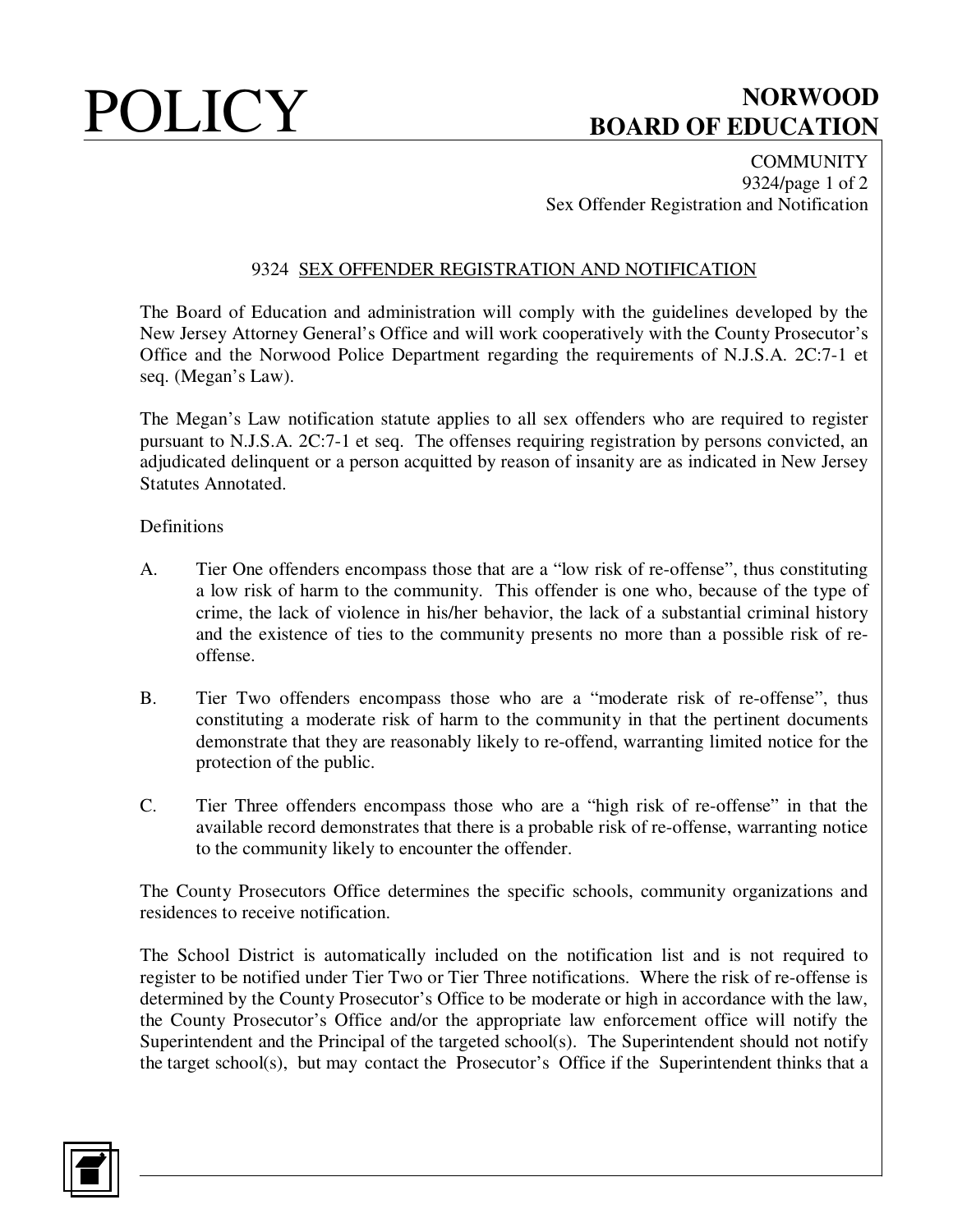# 9324 SEX OFFENDER REGISTRATION AND NOTIFICATION

The Board of Education and administration will comply with the guidelines developed by the New Jersey Attorney General's Office and will work cooperatively with the County Prosecutor's Office and the Norwood Police Department regarding the requirements of N.J.S.A. 2C:7-1 et seq. (Megan's Law).

The Megan's Law notification statute applies to all sex offenders who are required to register pursuant to N.J.S.A. 2C:7-1 et seq. The offenses requiring registration by persons convicted, an adjudicated delinquent or a person acquitted by reason of insanity are as indicated in New Jersey Statutes Annotated.

Definitions

A. Tier One offenders encompass those that are a "low risk of re-offense", thus constituting a low risk of harm to the community. This offender is one who, because of the type of crime, the lack of violence in his/her behavior, the lack of a substantial criminal history and the existence of ties to the community presents no more than a possible risk of re-offense.

B. Tier Two offenders encompass those who are a "moderate risk of re-offense", thus constituting a moderate risk of harm to the community in that the pertinent documents demonstrate that they are reasonably likely to re-offend, warranting limited notice for the protection of the public.

C. Tier Three offenders encompass those who are a "high risk of re-offense" in that the available record demonstrates that there is a probable risk of re-offense, warranting notice to the community likely to encounter the offender.

The County Prosecutors Office determines the specific schools, community organizations and residences to receive notification.

The School District is automatically included on the notification list and is not required to register to be notified under Tier Two or Tier Three notifications. Where the risk of re-offense is determined by the County Prosecutor's Office to be moderate or high in accordance with the law, the County Prosecutor's Office and/or the appropriate law enforcement office will notify the Superintendent and the Principal of the targeted school(s). The Superintendent should not notify the target school(s), but may contact the Prosecutor's Office if the Superintendent thinks that a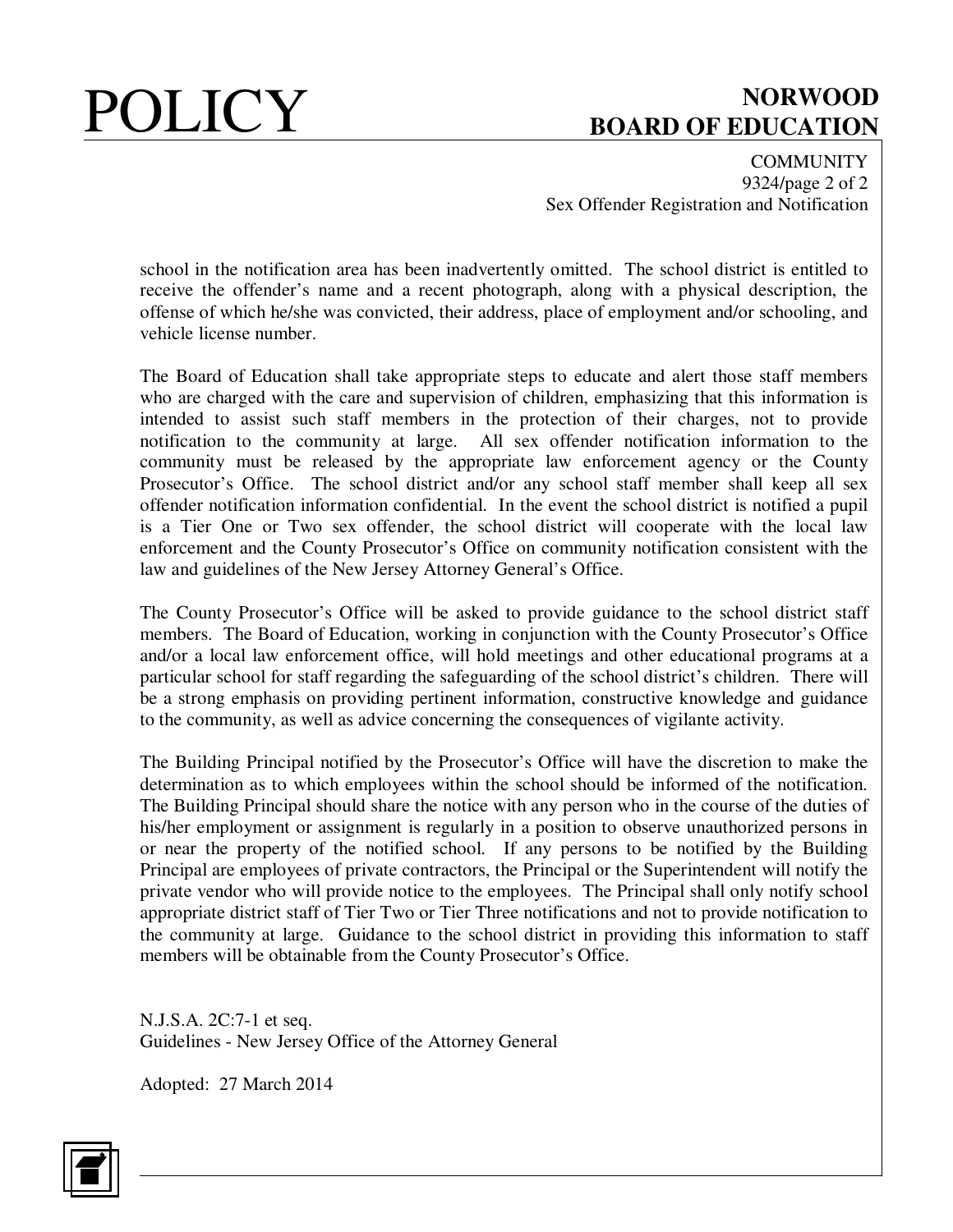school in the notification area has been inadvertently omitted. The school district is entitled to receive the offender's name and a recent photograph, along with a physical description, the offense of which he/she was convicted, their address, place of employment and/or schooling, and vehicle license number.

The Board of Education shall take appropriate steps to educate and alert those staff members who are charged with the care and supervision of children, emphasizing that this information is intended to assist such staff members in the protection of their charges, not to provide notification to the community at large. All sex offender notification information to the community must be released by the appropriate law enforcement agency or the County Prosecutor's Office. The school district and/or any school staff member shall keep all sex offender notification information confidential. In the event the school district is notified a pupil is a Tier One or Two sex offender, the school district will cooperate with the local law enforcement and the County Prosecutor's Office on community notification consistent with the law and guidelines of the New Jersey Attorney General's Office.

The County Prosecutor's Office will be asked to provide guidance to the school district staff members. The Board of Education, working in conjunction with the County Prosecutor's Office and/or a local law enforcement office, will hold meetings and other educational programs at a particular school for staff regarding the safeguarding of the school district's children. There will be a strong emphasis on providing pertinent information, constructive knowledge and guidance to the community, as well as advice concerning the consequences of vigilante activity.

The Building Principal notified by the Prosecutor's Office will have the discretion to make the determination as to which employees within the school should be informed of the notification. The Building Principal should share the notice with any person who in the course of the duties of his/her employment or assignment is regularly in a position to observe unauthorized persons in or near the property of the notified school. If any persons to be notified by the Building Principal are employees of private contractors, the Principal or the Superintendent will notify the private vendor who will provide notice to the employees. The Principal shall only notify school appropriate district staff of Tier Two or Tier Three notifications and not to provide notification to the community at large. Guidance to the school district in providing this information to staff members will be obtainable from the County Prosecutor's Office.

N.J.S.A. 2C:7-1 et seq.
Guidelines - New Jersey Office of the Attorney General

Adopted: 27 March 2014